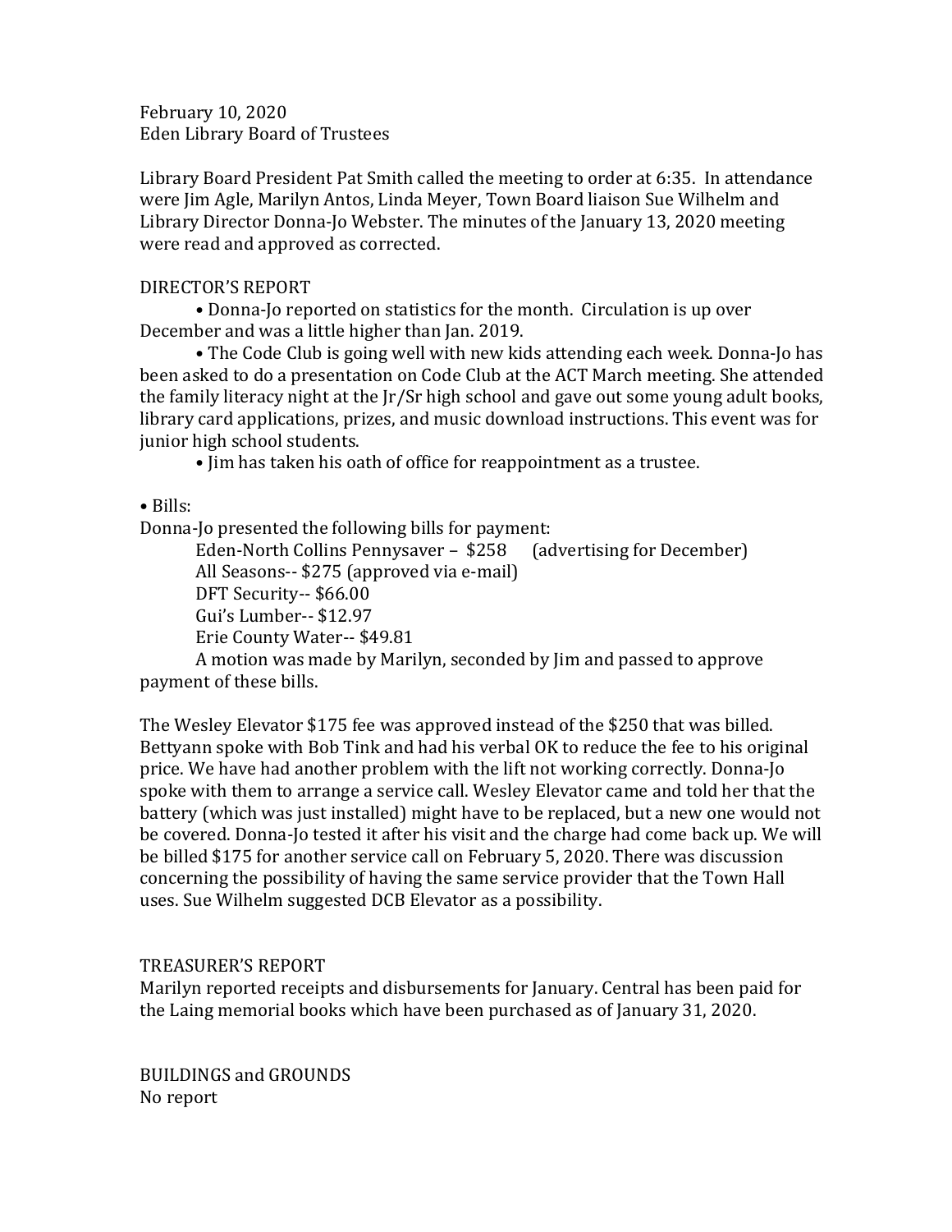February 10, 2020
Eden Library Board of Trustees

Library Board President Pat Smith called the meeting to order at 6:35. In attendance were Jim Agle, Marilyn Antos, Linda Meyer, Town Board liaison Sue Wilhelm and Library Director Donna-Jo Webster. The minutes of the January 13, 2020 meeting were read and approved as corrected.

DIRECTOR'S REPORT

- Donna-Jo reported on statistics for the month. Circulation is up over December and was a little higher than Jan. 2019.
- The Code Club is going well with new kids attending each week. Donna-Jo has been asked to do a presentation on Code Club at the ACT March meeting. She attended the family literacy night at the Jr/Sr high school and gave out some young adult books, library card applications, prizes, and music download instructions. This event was for junior high school students.
- Jim has taken his oath of office for reappointment as a trustee.

• Bills:

Donna-Jo presented the following bills for payment:

Eden-North Collins Pennysaver – $258 (advertising for December)
All Seasons-- $275 (approved via e-mail)
DFT Security-- $66.00
Gui's Lumber-- $12.97
Erie County Water-- $49.81

A motion was made by Marilyn, seconded by Jim and passed to approve payment of these bills.

The Wesley Elevator $175 fee was approved instead of the $250 that was billed. Bettyann spoke with Bob Tink and had his verbal OK to reduce the fee to his original price. We have had another problem with the lift not working correctly. Donna-Jo spoke with them to arrange a service call. Wesley Elevator came and told her that the battery (which was just installed) might have to be replaced, but a new one would not be covered. Donna-Jo tested it after his visit and the charge had come back up. We will be billed $175 for another service call on February 5, 2020. There was discussion concerning the possibility of having the same service provider that the Town Hall uses. Sue Wilhelm suggested DCB Elevator as a possibility.

TREASURER'S REPORT

Marilyn reported receipts and disbursements for January. Central has been paid for the Laing memorial books which have been purchased as of January 31, 2020.

BUILDINGS and GROUNDS

No report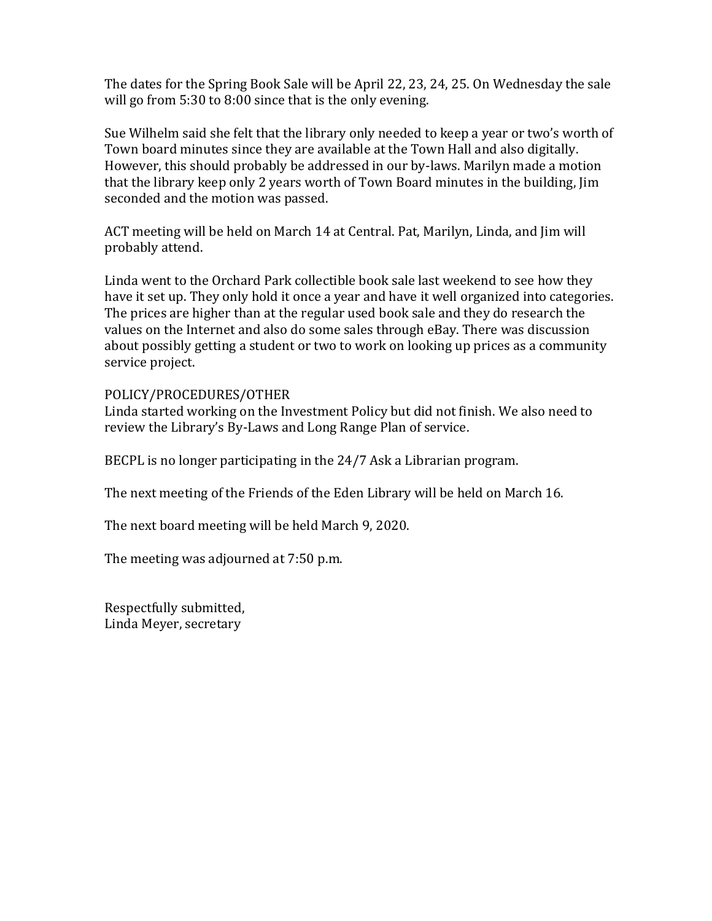The dates for the Spring Book Sale will be April 22, 23, 24, 25. On Wednesday the sale will go from 5:30 to 8:00 since that is the only evening.

Sue Wilhelm said she felt that the library only needed to keep a year or two's worth of Town board minutes since they are available at the Town Hall and also digitally. However, this should probably be addressed in our by-laws. Marilyn made a motion that the library keep only 2 years worth of Town Board minutes in the building, Jim seconded and the motion was passed.

ACT meeting will be held on March 14 at Central. Pat, Marilyn, Linda, and Jim will probably attend.

Linda went to the Orchard Park collectible book sale last weekend to see how they have it set up. They only hold it once a year and have it well organized into categories. The prices are higher than at the regular used book sale and they do research the values on the Internet and also do some sales through eBay. There was discussion about possibly getting a student or two to work on looking up prices as a community service project.

POLICY/PROCEDURES/OTHER

Linda started working on the Investment Policy but did not finish. We also need to review the Library's By-Laws and Long Range Plan of service.

BECPL is no longer participating in the 24/7 Ask a Librarian program.

The next meeting of the Friends of the Eden Library will be held on March 16.

The next board meeting will be held March 9, 2020.

The meeting was adjourned at 7:50 p.m.

Respectfully submitted,
Linda Meyer, secretary